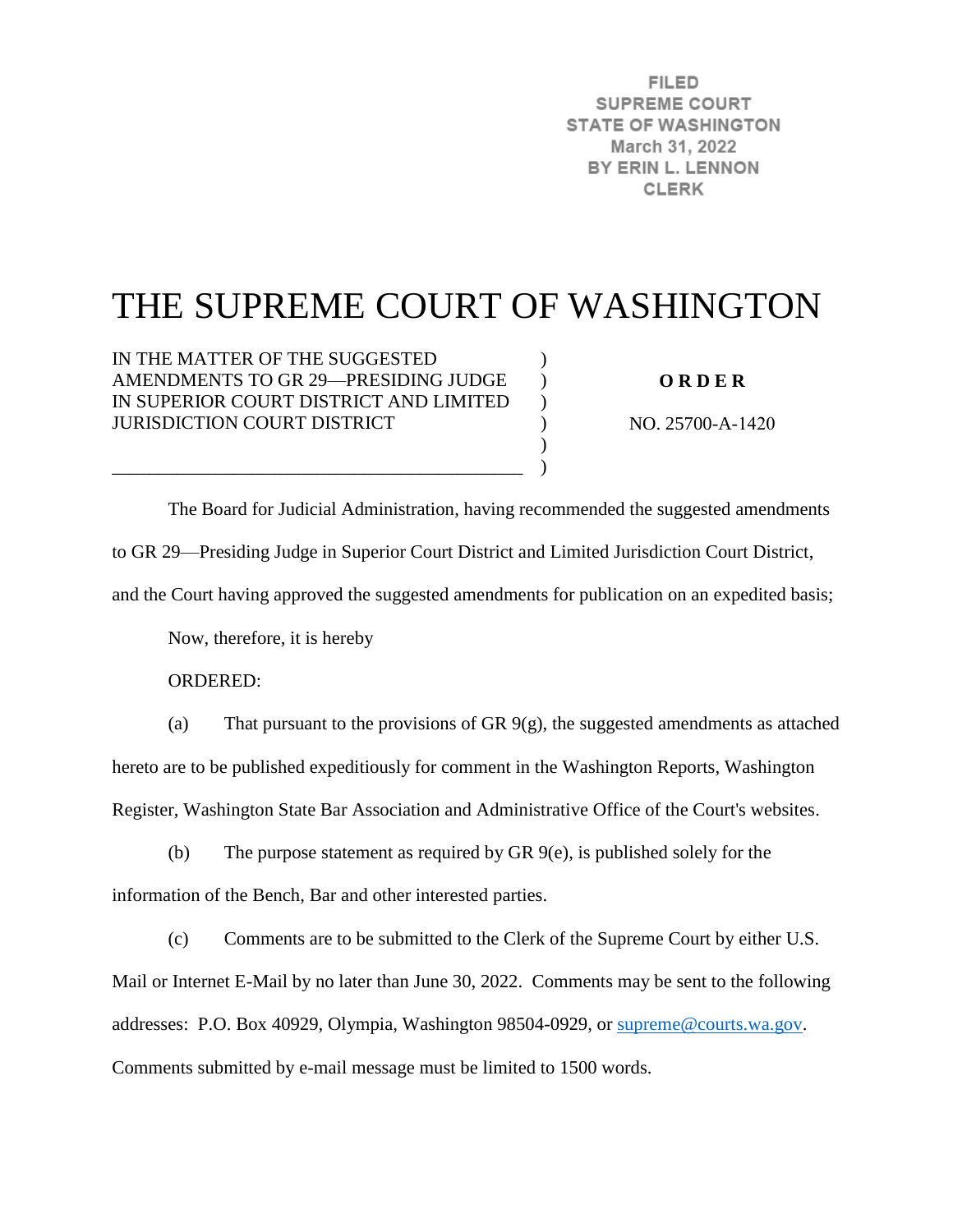FILED
SUPREME COURT
STATE OF WASHINGTON
March 31, 2022
BY ERIN L. LENNON
CLERK

# THE SUPREME COURT OF WASHINGTON

IN THE MATTER OF THE SUGGESTED AMENDMENTS TO GR 29—PRESIDING JUDGE IN SUPERIOR COURT DISTRICT AND LIMITED JURISDICTION COURT DISTRICT

**O R D E R**

NO. 25700-A-1420

The Board for Judicial Administration, having recommended the suggested amendments to GR 29—Presiding Judge in Superior Court District and Limited Jurisdiction Court District, and the Court having approved the suggested amendments for publication on an expedited basis;

Now, therefore, it is hereby

ORDERED:

(a) That pursuant to the provisions of GR 9(g), the suggested amendments as attached hereto are to be published expeditiously for comment in the Washington Reports, Washington Register, Washington State Bar Association and Administrative Office of the Court's websites.

(b) The purpose statement as required by GR 9(e), is published solely for the information of the Bench, Bar and other interested parties.

(c) Comments are to be submitted to the Clerk of the Supreme Court by either U.S. Mail or Internet E-Mail by no later than June 30, 2022. Comments may be sent to the following addresses: P.O. Box 40929, Olympia, Washington 98504-0929, or supreme@courts.wa.gov. Comments submitted by e-mail message must be limited to 1500 words.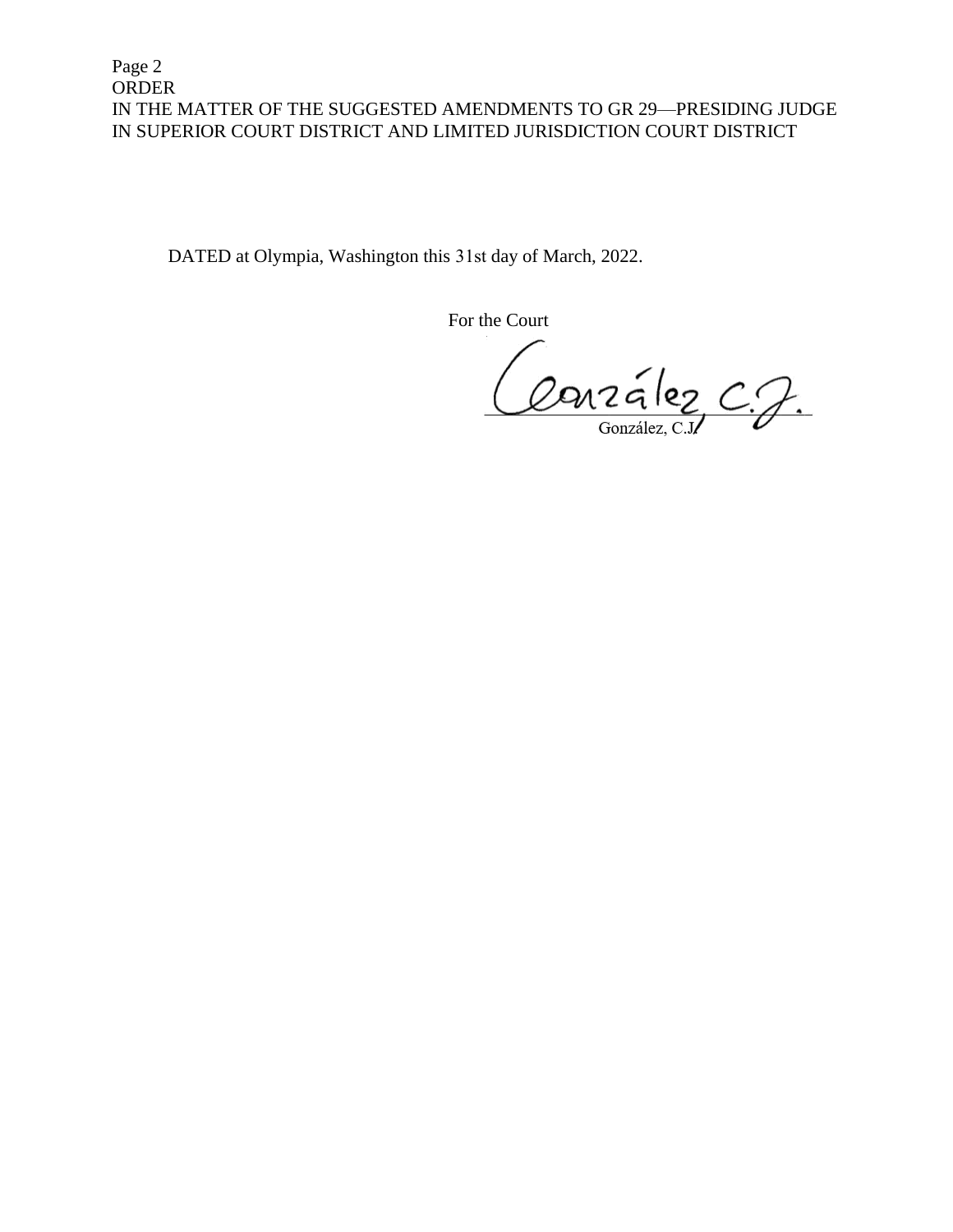DATED at Olympia, Washington this 31st day of March, 2022.

For the Court

González, C.J.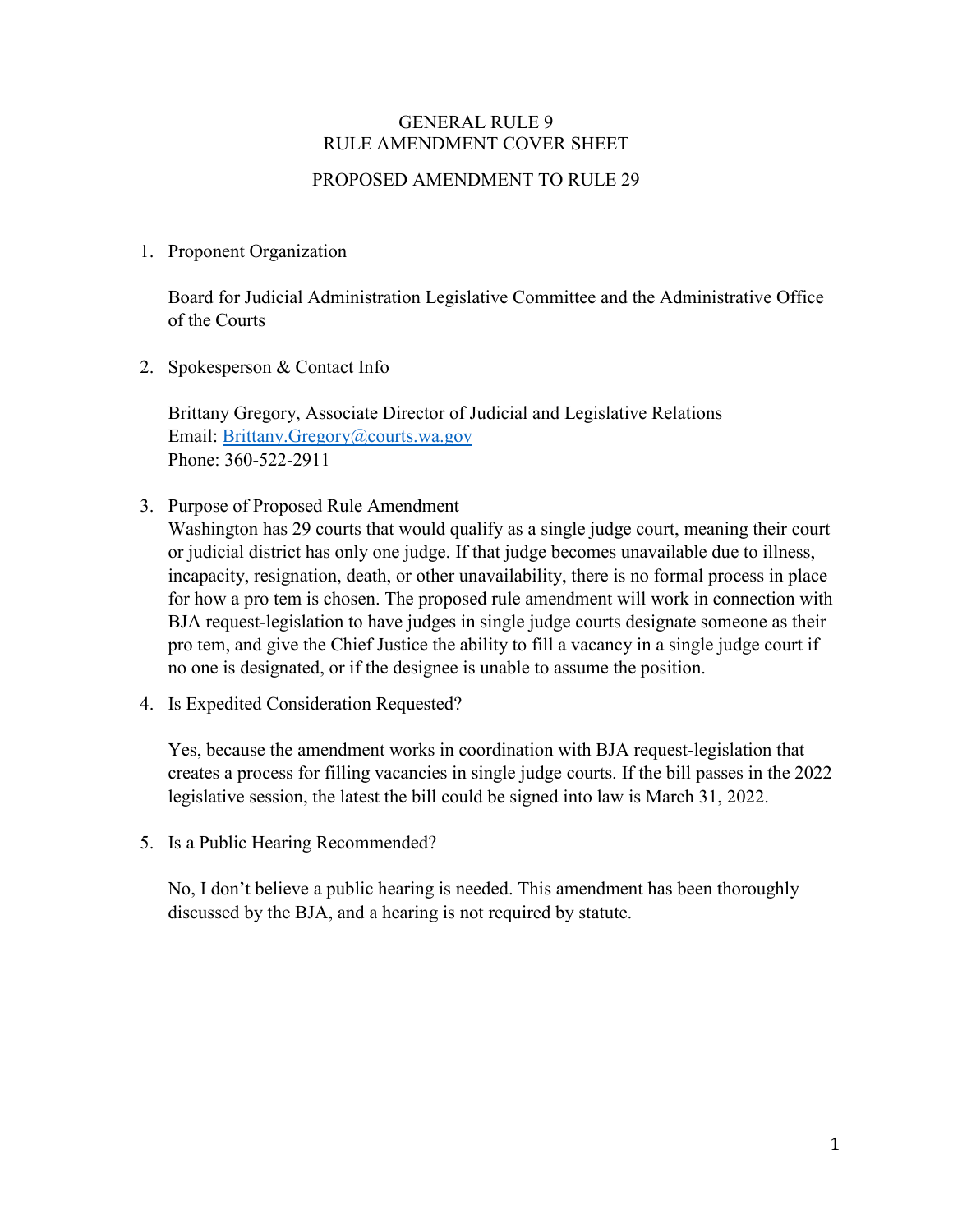GENERAL RULE 9
RULE AMENDMENT COVER SHEET

PROPOSED AMENDMENT TO RULE 29

1. Proponent Organization

   Board for Judicial Administration Legislative Committee and the Administrative Office of the Courts

2. Spokesperson & Contact Info

   Brittany Gregory, Associate Director of Judicial and Legislative Relations
   Email: [Brittany.Gregory@courts.wa.gov](mailto:Brittany.Gregory@courts.wa.gov)
   Phone: 360-522-2911

3. Purpose of Proposed Rule Amendment
   Washington has 29 courts that would qualify as a single judge court, meaning their court or judicial district has only one judge. If that judge becomes unavailable due to illness, incapacity, resignation, death, or other unavailability, there is no formal process in place for how a pro tem is chosen. The proposed rule amendment will work in connection with BJA request-legislation to have judges in single judge courts designate someone as their pro tem, and give the Chief Justice the ability to fill a vacancy in a single judge court if no one is designated, or if the designee is unable to assume the position.

4. Is Expedited Consideration Requested?

   Yes, because the amendment works in coordination with BJA request-legislation that creates a process for filling vacancies in single judge courts. If the bill passes in the 2022 legislative session, the latest the bill could be signed into law is March 31, 2022.

5. Is a Public Hearing Recommended?

   No, I don't believe a public hearing is needed. This amendment has been thoroughly discussed by the BJA, and a hearing is not required by statute.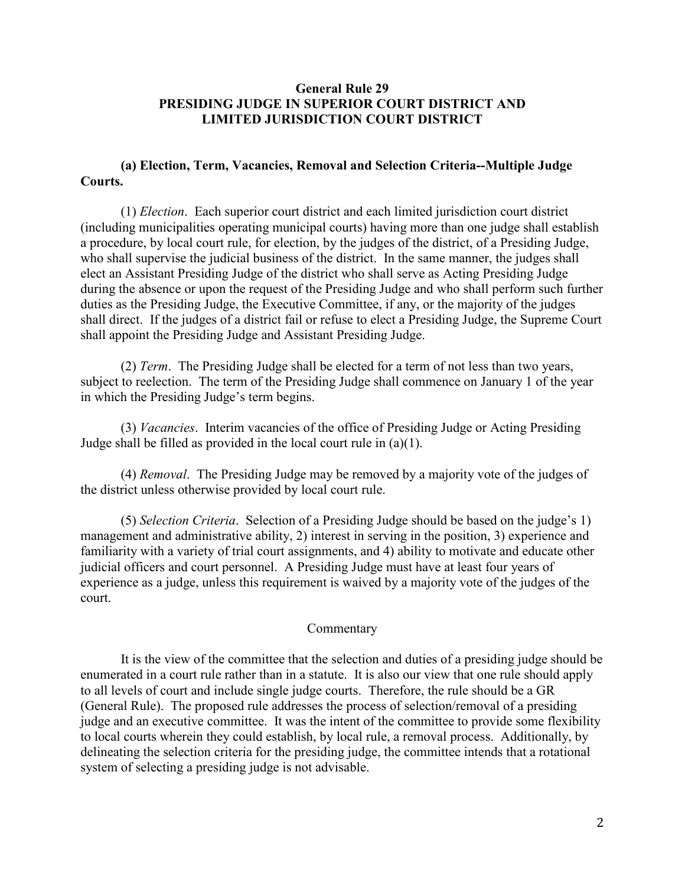## General Rule 29
## PRESIDING JUDGE IN SUPERIOR COURT DISTRICT AND LIMITED JURISDICTION COURT DISTRICT

### (a) Election, Term, Vacancies, Removal and Selection Criteria--Multiple Judge Courts.

(1) *Election*. Each superior court district and each limited jurisdiction court district (including municipalities operating municipal courts) having more than one judge shall establish a procedure, by local court rule, for election, by the judges of the district, of a Presiding Judge, who shall supervise the judicial business of the district. In the same manner, the judges shall elect an Assistant Presiding Judge of the district who shall serve as Acting Presiding Judge during the absence or upon the request of the Presiding Judge and who shall perform such further duties as the Presiding Judge, the Executive Committee, if any, or the majority of the judges shall direct. If the judges of a district fail or refuse to elect a Presiding Judge, the Supreme Court shall appoint the Presiding Judge and Assistant Presiding Judge.

(2) *Term*. The Presiding Judge shall be elected for a term of not less than two years, subject to reelection. The term of the Presiding Judge shall commence on January 1 of the year in which the Presiding Judge's term begins.

(3) *Vacancies*. Interim vacancies of the office of Presiding Judge or Acting Presiding Judge shall be filled as provided in the local court rule in (a)(1).

(4) *Removal*. The Presiding Judge may be removed by a majority vote of the judges of the district unless otherwise provided by local court rule.

(5) *Selection Criteria*. Selection of a Presiding Judge should be based on the judge's 1) management and administrative ability, 2) interest in serving in the position, 3) experience and familiarity with a variety of trial court assignments, and 4) ability to motivate and educate other judicial officers and court personnel. A Presiding Judge must have at least four years of experience as a judge, unless this requirement is waived by a majority vote of the judges of the court.

Commentary

It is the view of the committee that the selection and duties of a presiding judge should be enumerated in a court rule rather than in a statute. It is also our view that one rule should apply to all levels of court and include single judge courts. Therefore, the rule should be a GR (General Rule). The proposed rule addresses the process of selection/removal of a presiding judge and an executive committee. It was the intent of the committee to provide some flexibility to local courts wherein they could establish, by local rule, a removal process. Additionally, by delineating the selection criteria for the presiding judge, the committee intends that a rotational system of selecting a presiding judge is not advisable.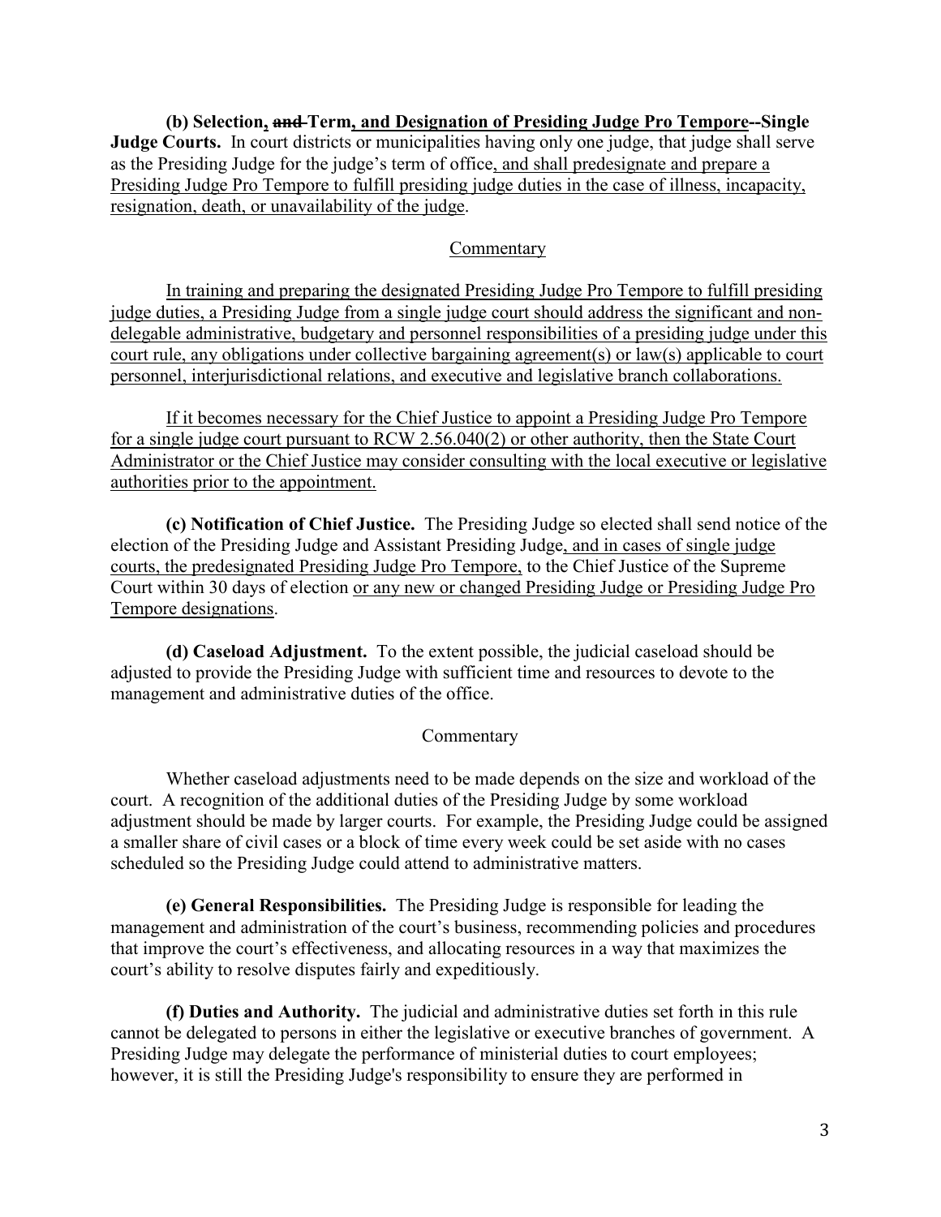**(b) Selection, ~~and~~ Term, and Designation of Presiding Judge Pro Tempore--Single Judge Courts.** In court districts or municipalities having only one judge, that judge shall serve as the Presiding Judge for the judge's term of office<u>, and shall predesignate and prepare a Presiding Judge Pro Tempore to fulfill presiding judge duties in the case of illness, incapacity, resignation, death, or unavailability of the judge</u>.

<u>Commentary</u>

<u>In training and preparing the designated Presiding Judge Pro Tempore to fulfill presiding judge duties, a Presiding Judge from a single judge court should address the significant and non-delegable administrative, budgetary and personnel responsibilities of a presiding judge under this court rule, any obligations under collective bargaining agreement(s) or law(s) applicable to court personnel, interjurisdictional relations, and executive and legislative branch collaborations.</u>

<u>If it becomes necessary for the Chief Justice to appoint a Presiding Judge Pro Tempore for a single judge court pursuant to RCW 2.56.040(2) or other authority, then the State Court Administrator or the Chief Justice may consider consulting with the local executive or legislative authorities prior to the appointment.</u>

**(c) Notification of Chief Justice.** The Presiding Judge so elected shall send notice of the election of the Presiding Judge and Assistant Presiding Judge<u>, and in cases of single judge courts, the predesignated Presiding Judge Pro Tempore,</u> to the Chief Justice of the Supreme Court within 30 days of election <u>or any new or changed Presiding Judge or Presiding Judge Pro Tempore designations</u>.

**(d) Caseload Adjustment.** To the extent possible, the judicial caseload should be adjusted to provide the Presiding Judge with sufficient time and resources to devote to the management and administrative duties of the office.

Commentary

Whether caseload adjustments need to be made depends on the size and workload of the court. A recognition of the additional duties of the Presiding Judge by some workload adjustment should be made by larger courts. For example, the Presiding Judge could be assigned a smaller share of civil cases or a block of time every week could be set aside with no cases scheduled so the Presiding Judge could attend to administrative matters.

**(e) General Responsibilities.** The Presiding Judge is responsible for leading the management and administration of the court's business, recommending policies and procedures that improve the court's effectiveness, and allocating resources in a way that maximizes the court's ability to resolve disputes fairly and expeditiously.

**(f) Duties and Authority.** The judicial and administrative duties set forth in this rule cannot be delegated to persons in either the legislative or executive branches of government. A Presiding Judge may delegate the performance of ministerial duties to court employees; however, it is still the Presiding Judge's responsibility to ensure they are performed in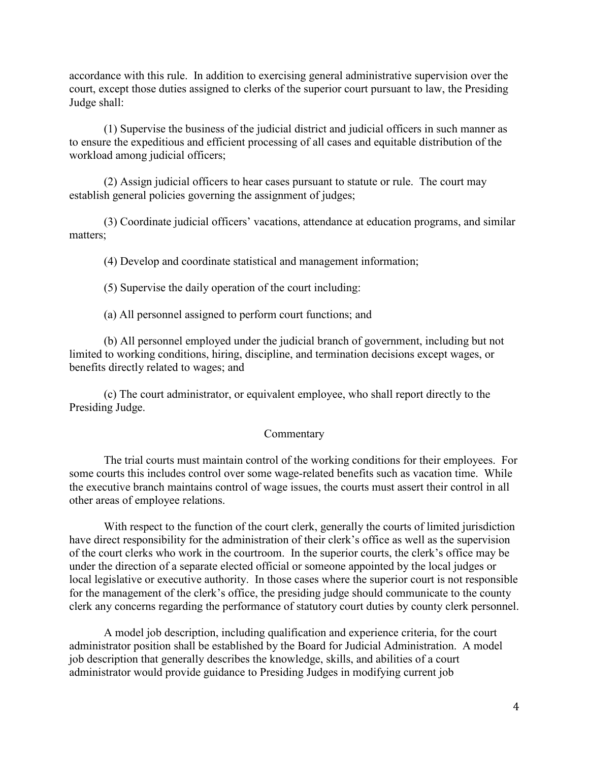accordance with this rule. In addition to exercising general administrative supervision over the court, except those duties assigned to clerks of the superior court pursuant to law, the Presiding Judge shall:

(1) Supervise the business of the judicial district and judicial officers in such manner as to ensure the expeditious and efficient processing of all cases and equitable distribution of the workload among judicial officers;

(2) Assign judicial officers to hear cases pursuant to statute or rule. The court may establish general policies governing the assignment of judges;

(3) Coordinate judicial officers' vacations, attendance at education programs, and similar matters;

(4) Develop and coordinate statistical and management information;

(5) Supervise the daily operation of the court including:

(a) All personnel assigned to perform court functions; and

(b) All personnel employed under the judicial branch of government, including but not limited to working conditions, hiring, discipline, and termination decisions except wages, or benefits directly related to wages; and

(c) The court administrator, or equivalent employee, who shall report directly to the Presiding Judge.

## Commentary

The trial courts must maintain control of the working conditions for their employees. For some courts this includes control over some wage-related benefits such as vacation time. While the executive branch maintains control of wage issues, the courts must assert their control in all other areas of employee relations.

With respect to the function of the court clerk, generally the courts of limited jurisdiction have direct responsibility for the administration of their clerk's office as well as the supervision of the court clerks who work in the courtroom. In the superior courts, the clerk's office may be under the direction of a separate elected official or someone appointed by the local judges or local legislative or executive authority. In those cases where the superior court is not responsible for the management of the clerk's office, the presiding judge should communicate to the county clerk any concerns regarding the performance of statutory court duties by county clerk personnel.

A model job description, including qualification and experience criteria, for the court administrator position shall be established by the Board for Judicial Administration. A model job description that generally describes the knowledge, skills, and abilities of a court administrator would provide guidance to Presiding Judges in modifying current job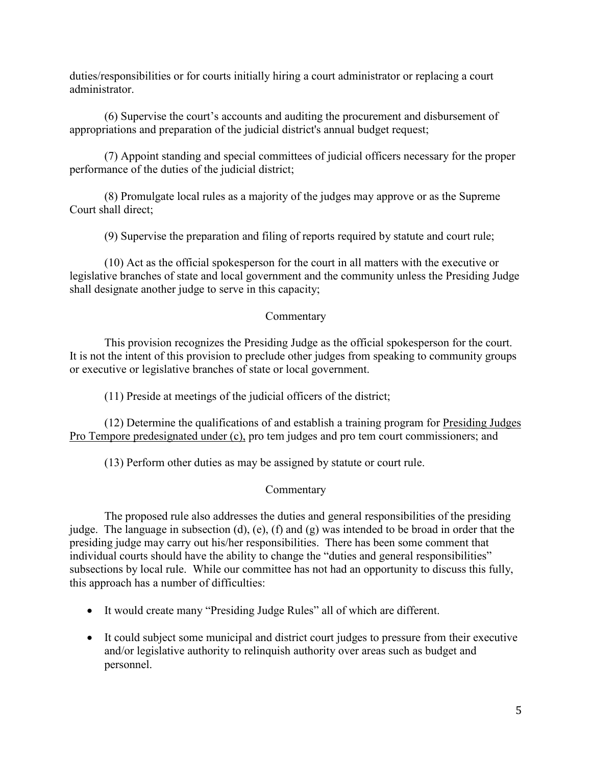duties/responsibilities or for courts initially hiring a court administrator or replacing a court administrator.

(6) Supervise the court's accounts and auditing the procurement and disbursement of appropriations and preparation of the judicial district's annual budget request;

(7) Appoint standing and special committees of judicial officers necessary for the proper performance of the duties of the judicial district;

(8) Promulgate local rules as a majority of the judges may approve or as the Supreme Court shall direct;

(9) Supervise the preparation and filing of reports required by statute and court rule;

(10) Act as the official spokesperson for the court in all matters with the executive or legislative branches of state and local government and the community unless the Presiding Judge shall designate another judge to serve in this capacity;

Commentary

This provision recognizes the Presiding Judge as the official spokesperson for the court. It is not the intent of this provision to preclude other judges from speaking to community groups or executive or legislative branches of state or local government.

(11) Preside at meetings of the judicial officers of the district;

(12) Determine the qualifications of and establish a training program for <u>Presiding Judges Pro Tempore predesignated under (c),</u> pro tem judges and pro tem court commissioners; and

(13) Perform other duties as may be assigned by statute or court rule.

Commentary

The proposed rule also addresses the duties and general responsibilities of the presiding judge. The language in subsection (d), (e), (f) and (g) was intended to be broad in order that the presiding judge may carry out his/her responsibilities. There has been some comment that individual courts should have the ability to change the "duties and general responsibilities" subsections by local rule. While our committee has not had an opportunity to discuss this fully, this approach has a number of difficulties:

- It would create many "Presiding Judge Rules" all of which are different.
- It could subject some municipal and district court judges to pressure from their executive and/or legislative authority to relinquish authority over areas such as budget and personnel.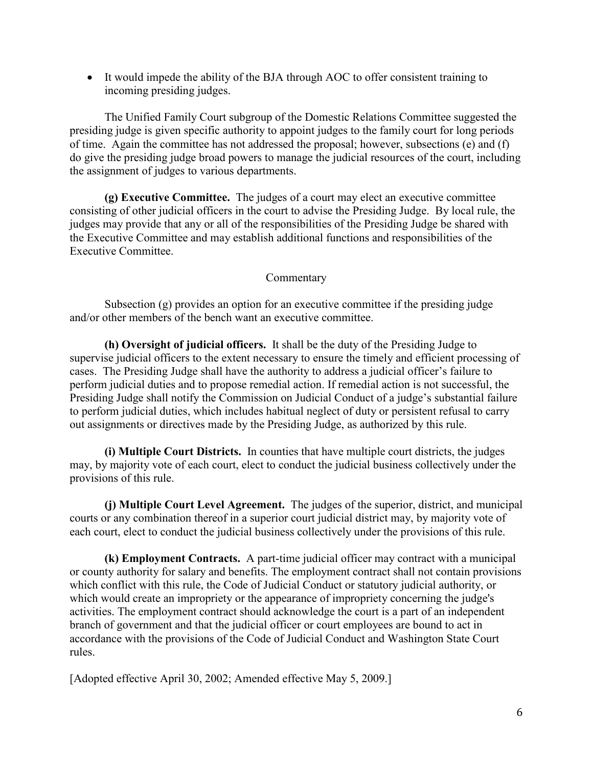- It would impede the ability of the BJA through AOC to offer consistent training to incoming presiding judges.

The Unified Family Court subgroup of the Domestic Relations Committee suggested the presiding judge is given specific authority to appoint judges to the family court for long periods of time. Again the committee has not addressed the proposal; however, subsections (e) and (f) do give the presiding judge broad powers to manage the judicial resources of the court, including the assignment of judges to various departments.

**(g) Executive Committee.** The judges of a court may elect an executive committee consisting of other judicial officers in the court to advise the Presiding Judge. By local rule, the judges may provide that any or all of the responsibilities of the Presiding Judge be shared with the Executive Committee and may establish additional functions and responsibilities of the Executive Committee.

Commentary

Subsection (g) provides an option for an executive committee if the presiding judge and/or other members of the bench want an executive committee.

**(h) Oversight of judicial officers.** It shall be the duty of the Presiding Judge to supervise judicial officers to the extent necessary to ensure the timely and efficient processing of cases. The Presiding Judge shall have the authority to address a judicial officer's failure to perform judicial duties and to propose remedial action. If remedial action is not successful, the Presiding Judge shall notify the Commission on Judicial Conduct of a judge's substantial failure to perform judicial duties, which includes habitual neglect of duty or persistent refusal to carry out assignments or directives made by the Presiding Judge, as authorized by this rule.

**(i) Multiple Court Districts.** In counties that have multiple court districts, the judges may, by majority vote of each court, elect to conduct the judicial business collectively under the provisions of this rule.

**(j) Multiple Court Level Agreement.** The judges of the superior, district, and municipal courts or any combination thereof in a superior court judicial district may, by majority vote of each court, elect to conduct the judicial business collectively under the provisions of this rule.

**(k) Employment Contracts.** A part-time judicial officer may contract with a municipal or county authority for salary and benefits. The employment contract shall not contain provisions which conflict with this rule, the Code of Judicial Conduct or statutory judicial authority, or which would create an impropriety or the appearance of impropriety concerning the judge's activities. The employment contract should acknowledge the court is a part of an independent branch of government and that the judicial officer or court employees are bound to act in accordance with the provisions of the Code of Judicial Conduct and Washington State Court rules.

[Adopted effective April 30, 2002; Amended effective May 5, 2009.]